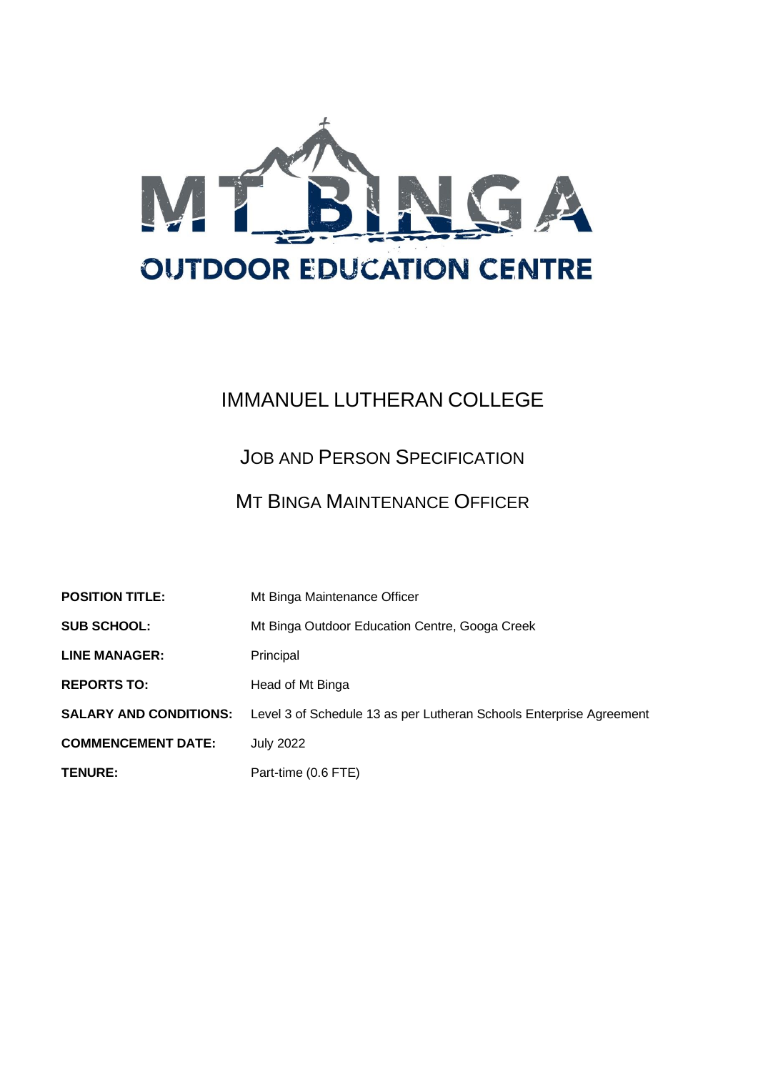# MT BINGA OUTDOOR EDUCATION CENTRE

## IMMANUEL LUTHERAN COLLEGE

## JOB AND PERSON SPECIFICATION

## MT BINGA MAINTENANCE OFFICER

| | |
|---|---|
| **POSITION TITLE:** | Mt Binga Maintenance Officer |
| **SUB SCHOOL:** | Mt Binga Outdoor Education Centre, Googa Creek |
| **LINE MANAGER:** | Principal |
| **REPORTS TO:** | Head of Mt Binga |
| **SALARY AND CONDITIONS:** | Level 3 of Schedule 13 as per Lutheran Schools Enterprise Agreement |
| **COMMENCEMENT DATE:** | July 2022 |
| **TENURE:** | Part-time (0.6 FTE) |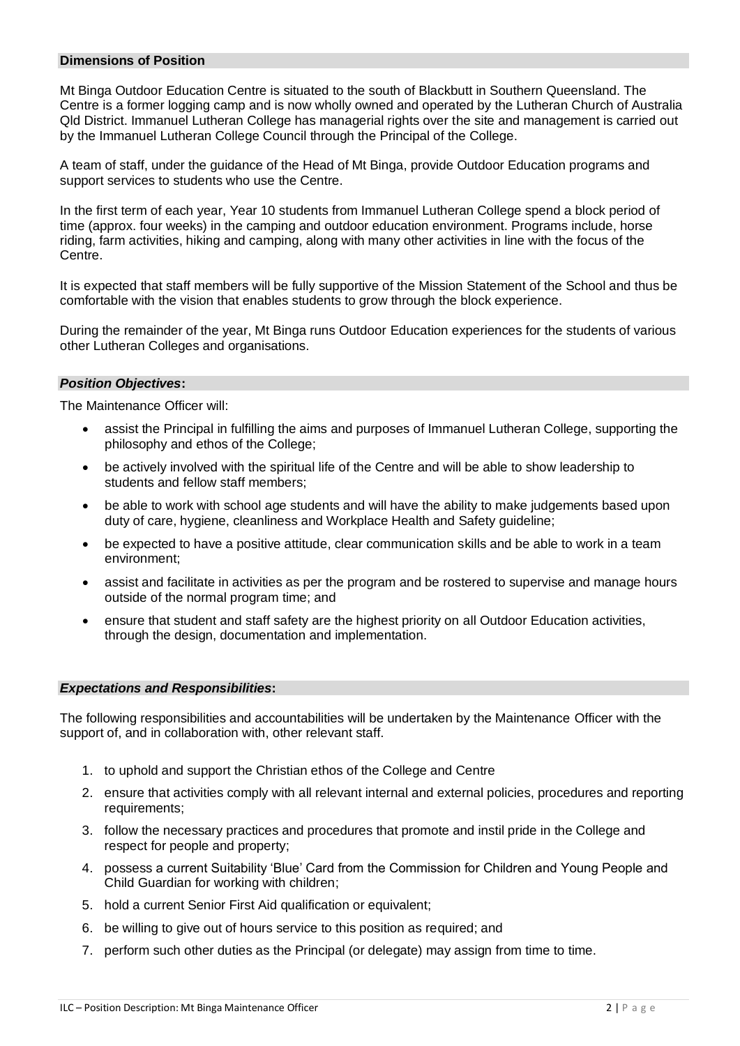## Dimensions of Position

Mt Binga Outdoor Education Centre is situated to the south of Blackbutt in Southern Queensland. The Centre is a former logging camp and is now wholly owned and operated by the Lutheran Church of Australia Qld District. Immanuel Lutheran College has managerial rights over the site and management is carried out by the Immanuel Lutheran College Council through the Principal of the College.

A team of staff, under the guidance of the Head of Mt Binga, provide Outdoor Education programs and support services to students who use the Centre.

In the first term of each year, Year 10 students from Immanuel Lutheran College spend a block period of time (approx. four weeks) in the camping and outdoor education environment. Programs include, horse riding, farm activities, hiking and camping, along with many other activities in line with the focus of the Centre.

It is expected that staff members will be fully supportive of the Mission Statement of the School and thus be comfortable with the vision that enables students to grow through the block experience.

During the remainder of the year, Mt Binga runs Outdoor Education experiences for the students of various other Lutheran Colleges and organisations.

## *Position Objectives***:**

The Maintenance Officer will:

- assist the Principal in fulfilling the aims and purposes of Immanuel Lutheran College, supporting the philosophy and ethos of the College;
- be actively involved with the spiritual life of the Centre and will be able to show leadership to students and fellow staff members;
- be able to work with school age students and will have the ability to make judgements based upon duty of care, hygiene, cleanliness and Workplace Health and Safety guideline;
- be expected to have a positive attitude, clear communication skills and be able to work in a team environment;
- assist and facilitate in activities as per the program and be rostered to supervise and manage hours outside of the normal program time; and
- ensure that student and staff safety are the highest priority on all Outdoor Education activities, through the design, documentation and implementation.

## *Expectations and Responsibilities***:**

The following responsibilities and accountabilities will be undertaken by the Maintenance Officer with the support of, and in collaboration with, other relevant staff.

1. to uphold and support the Christian ethos of the College and Centre
2. ensure that activities comply with all relevant internal and external policies, procedures and reporting requirements;
3. follow the necessary practices and procedures that promote and instil pride in the College and respect for people and property;
4. possess a current Suitability 'Blue' Card from the Commission for Children and Young People and Child Guardian for working with children;
5. hold a current Senior First Aid qualification or equivalent;
6. be willing to give out of hours service to this position as required; and
7. perform such other duties as the Principal (or delegate) may assign from time to time.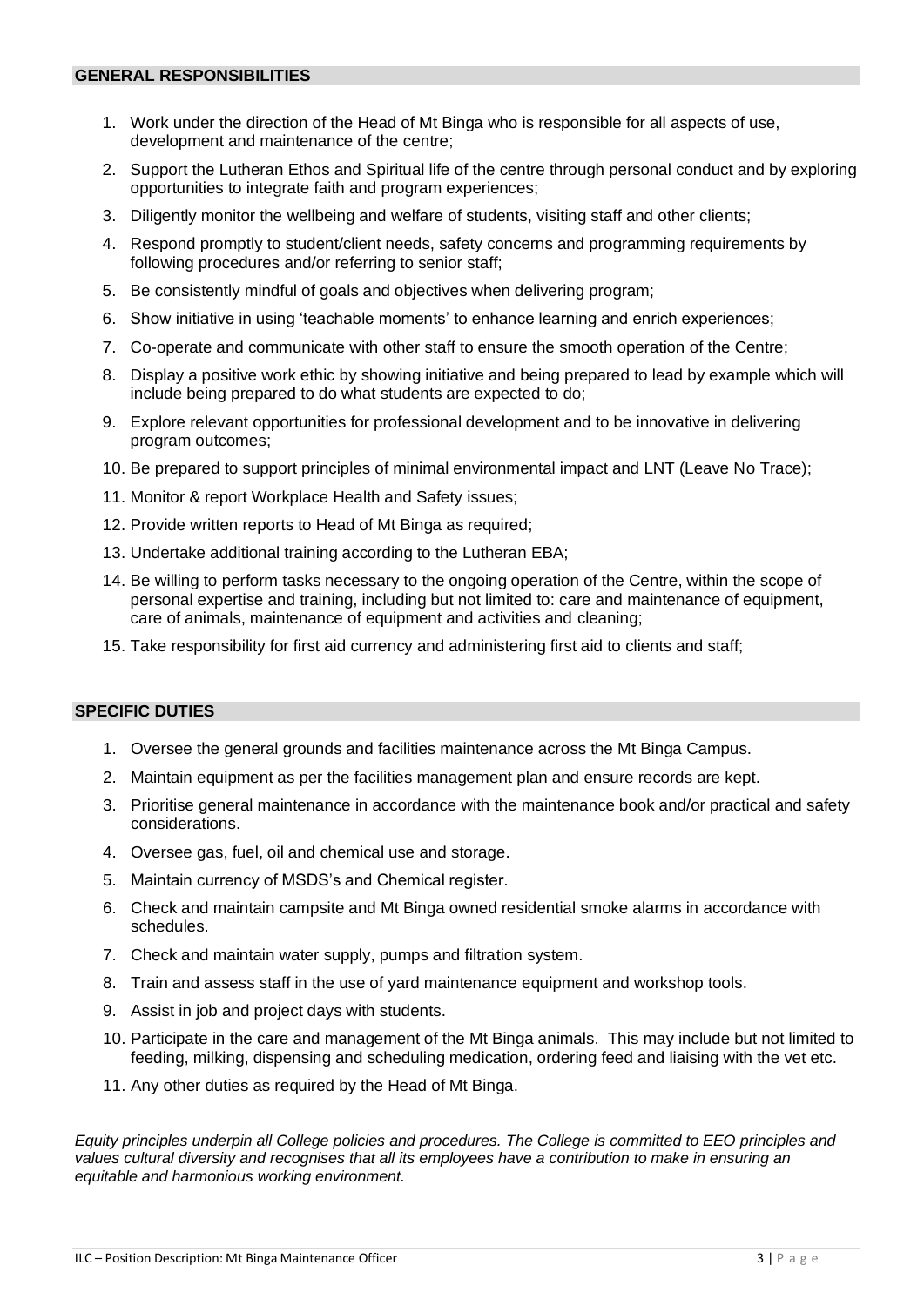## GENERAL RESPONSIBILITIES

1. Work under the direction of the Head of Mt Binga who is responsible for all aspects of use, development and maintenance of the centre;
2. Support the Lutheran Ethos and Spiritual life of the centre through personal conduct and by exploring opportunities to integrate faith and program experiences;
3. Diligently monitor the wellbeing and welfare of students, visiting staff and other clients;
4. Respond promptly to student/client needs, safety concerns and programming requirements by following procedures and/or referring to senior staff;
5. Be consistently mindful of goals and objectives when delivering program;
6. Show initiative in using 'teachable moments' to enhance learning and enrich experiences;
7. Co-operate and communicate with other staff to ensure the smooth operation of the Centre;
8. Display a positive work ethic by showing initiative and being prepared to lead by example which will include being prepared to do what students are expected to do;
9. Explore relevant opportunities for professional development and to be innovative in delivering program outcomes;
10. Be prepared to support principles of minimal environmental impact and LNT (Leave No Trace);
11. Monitor & report Workplace Health and Safety issues;
12. Provide written reports to Head of Mt Binga as required;
13. Undertake additional training according to the Lutheran EBA;
14. Be willing to perform tasks necessary to the ongoing operation of the Centre, within the scope of personal expertise and training, including but not limited to: care and maintenance of equipment, care of animals, maintenance of equipment and activities and cleaning;
15. Take responsibility for first aid currency and administering first aid to clients and staff;

## SPECIFIC DUTIES

1. Oversee the general grounds and facilities maintenance across the Mt Binga Campus.
2. Maintain equipment as per the facilities management plan and ensure records are kept.
3. Prioritise general maintenance in accordance with the maintenance book and/or practical and safety considerations.
4. Oversee gas, fuel, oil and chemical use and storage.
5. Maintain currency of MSDS's and Chemical register.
6. Check and maintain campsite and Mt Binga owned residential smoke alarms in accordance with schedules.
7. Check and maintain water supply, pumps and filtration system.
8. Train and assess staff in the use of yard maintenance equipment and workshop tools.
9. Assist in job and project days with students.
10. Participate in the care and management of the Mt Binga animals. This may include but not limited to feeding, milking, dispensing and scheduling medication, ordering feed and liaising with the vet etc.
11. Any other duties as required by the Head of Mt Binga.

*Equity principles underpin all College policies and procedures. The College is committed to EEO principles and values cultural diversity and recognises that all its employees have a contribution to make in ensuring an equitable and harmonious working environment.*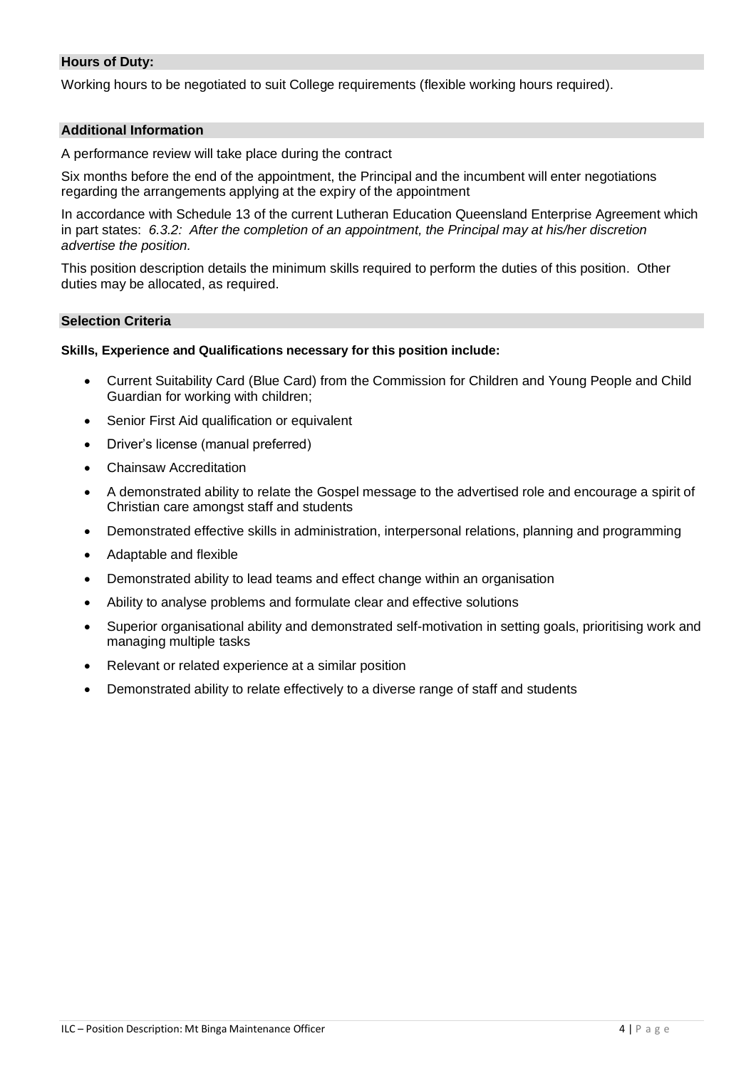## Hours of Duty:

Working hours to be negotiated to suit College requirements (flexible working hours required).

## Additional Information

A performance review will take place during the contract

Six months before the end of the appointment, the Principal and the incumbent will enter negotiations regarding the arrangements applying at the expiry of the appointment

In accordance with Schedule 13 of the current Lutheran Education Queensland Enterprise Agreement which in part states: *6.3.2: After the completion of an appointment, the Principal may at his/her discretion advertise the position.*

This position description details the minimum skills required to perform the duties of this position. Other duties may be allocated, as required.

## Selection Criteria

**Skills, Experience and Qualifications necessary for this position include:**

- Current Suitability Card (Blue Card) from the Commission for Children and Young People and Child Guardian for working with children;
- Senior First Aid qualification or equivalent
- Driver's license (manual preferred)
- Chainsaw Accreditation
- A demonstrated ability to relate the Gospel message to the advertised role and encourage a spirit of Christian care amongst staff and students
- Demonstrated effective skills in administration, interpersonal relations, planning and programming
- Adaptable and flexible
- Demonstrated ability to lead teams and effect change within an organisation
- Ability to analyse problems and formulate clear and effective solutions
- Superior organisational ability and demonstrated self-motivation in setting goals, prioritising work and managing multiple tasks
- Relevant or related experience at a similar position
- Demonstrated ability to relate effectively to a diverse range of staff and students